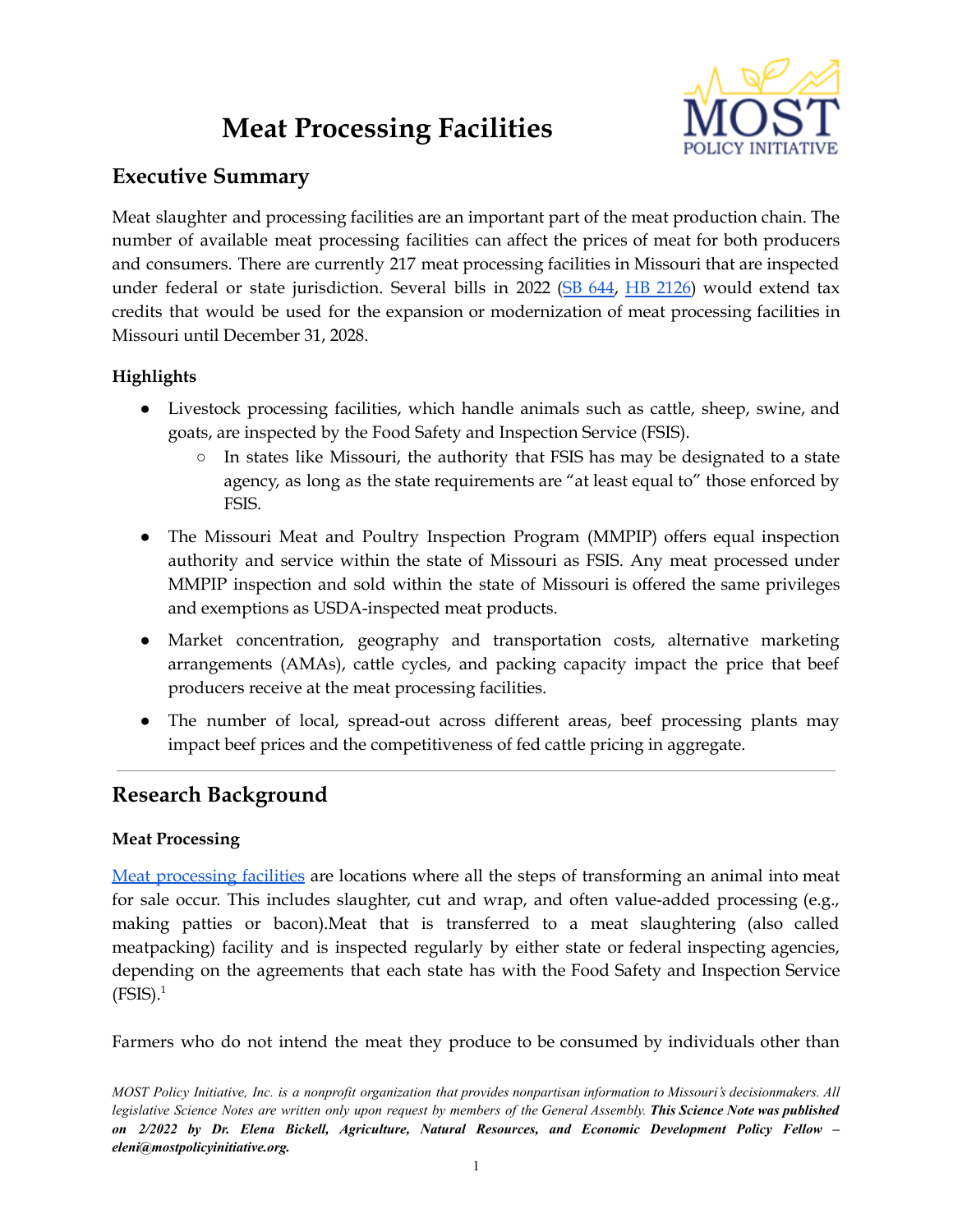# Meat Processing Facilities

## Executive Summary

Meat slaughter and processing facilities are an important part of the meat production chain. The number of available meat processing facilities can affect the prices of meat for both producers and consumers. There are currently 217 meat processing facilities in Missouri that are inspected under federal or state jurisdiction. Several bills in 2022 (SB 644, HB 2126) would extend tax credits that would be used for the expansion or modernization of meat processing facilities in Missouri until December 31, 2028.

### Highlights

- Livestock processing facilities, which handle animals such as cattle, sheep, swine, and goats, are inspected by the Food Safety and Inspection Service (FSIS).
  - In states like Missouri, the authority that FSIS has may be designated to a state agency, as long as the state requirements are "at least equal to" those enforced by FSIS.
- The Missouri Meat and Poultry Inspection Program (MMPIP) offers equal inspection authority and service within the state of Missouri as FSIS. Any meat processed under MMPIP inspection and sold within the state of Missouri is offered the same privileges and exemptions as USDA-inspected meat products.
- Market concentration, geography and transportation costs, alternative marketing arrangements (AMAs), cattle cycles, and packing capacity impact the price that beef producers receive at the meat processing facilities.
- The number of local, spread-out across different areas, beef processing plants may impact beef prices and the competitiveness of fed cattle pricing in aggregate.

---

## Research Background

### Meat Processing

Meat processing facilities are locations where all the steps of transforming an animal into meat for sale occur. This includes slaughter, cut and wrap, and often value-added processing (e.g., making patties or bacon).Meat that is transferred to a meat slaughtering (also called meatpacking) facility and is inspected regularly by either state or federal inspecting agencies, depending on the agreements that each state has with the Food Safety and Inspection Service (FSIS).[1]

Farmers who do not intend the meat they produce to be consumed by individuals other than

*MOST Policy Initiative, Inc. is a nonprofit organization that provides nonpartisan information to Missouri's decisionmakers. All legislative Science Notes are written only upon request by members of the General Assembly.* ***This Science Note was published on 2/2022 by Dr. Elena Bickell, Agriculture, Natural Resources, and Economic Development Policy Fellow – eleni@mostpolicyinitiative.org.***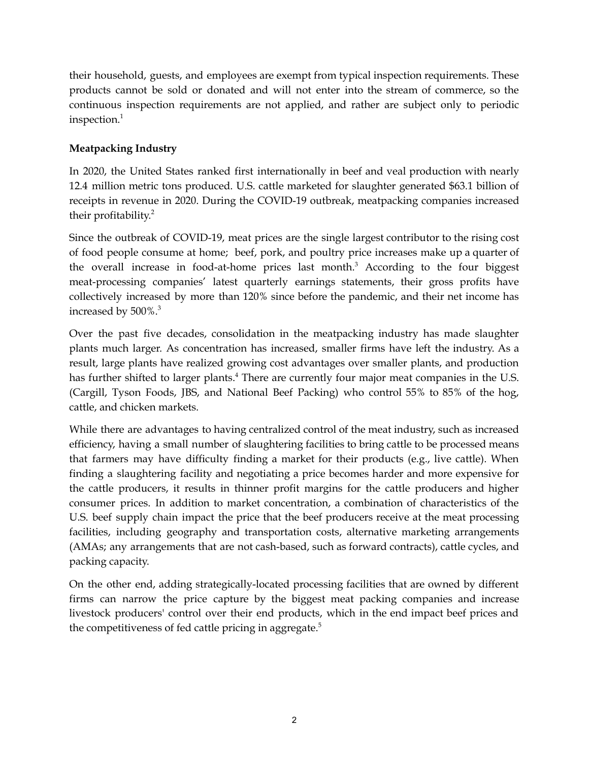their household, guests, and employees are exempt from typical inspection requirements. These products cannot be sold or donated and will not enter into the stream of commerce, so the continuous inspection requirements are not applied, and rather are subject only to periodic inspection.[1]

**Meatpacking Industry**

In 2020, the United States ranked first internationally in beef and veal production with nearly 12.4 million metric tons produced. U.S. cattle marketed for slaughter generated $63.1 billion of receipts in revenue in 2020. During the COVID-19 outbreak, meatpacking companies increased their profitability.[2]

Since the outbreak of COVID-19, meat prices are the single largest contributor to the rising cost of food people consume at home; beef, pork, and poultry price increases make up a quarter of the overall increase in food-at-home prices last month.[3] According to the four biggest meat-processing companies' latest quarterly earnings statements, their gross profits have collectively increased by more than 120% since before the pandemic, and their net income has increased by 500%.[3]

Over the past five decades, consolidation in the meatpacking industry has made slaughter plants much larger. As concentration has increased, smaller firms have left the industry. As a result, large plants have realized growing cost advantages over smaller plants, and production has further shifted to larger plants.[4] There are currently four major meat companies in the U.S. (Cargill, Tyson Foods, JBS, and National Beef Packing) who control 55% to 85% of the hog, cattle, and chicken markets.

While there are advantages to having centralized control of the meat industry, such as increased efficiency, having a small number of slaughtering facilities to bring cattle to be processed means that farmers may have difficulty finding a market for their products (e.g., live cattle). When finding a slaughtering facility and negotiating a price becomes harder and more expensive for the cattle producers, it results in thinner profit margins for the cattle producers and higher consumer prices. In addition to market concentration, a combination of characteristics of the U.S. beef supply chain impact the price that the beef producers receive at the meat processing facilities, including geography and transportation costs, alternative marketing arrangements (AMAs; any arrangements that are not cash-based, such as forward contracts), cattle cycles, and packing capacity.

On the other end, adding strategically-located processing facilities that are owned by different firms can narrow the price capture by the biggest meat packing companies and increase livestock producers' control over their end products, which in the end impact beef prices and the competitiveness of fed cattle pricing in aggregate.[5]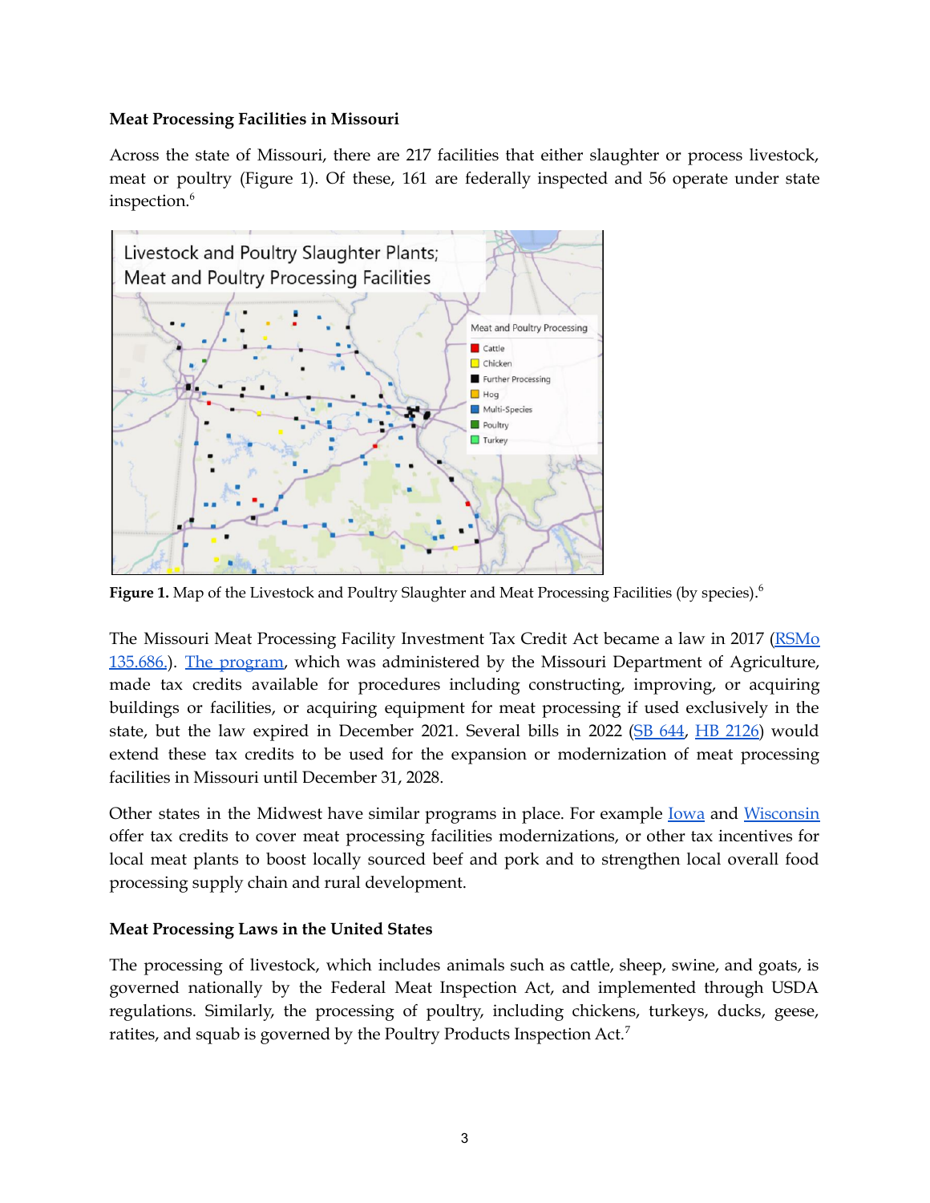**Meat Processing Facilities in Missouri**

Across the state of Missouri, there are 217 facilities that either slaughter or process livestock, meat or poultry (Figure 1). Of these, 161 are federally inspected and 56 operate under state inspection.[6]

**Figure 1.** Map of the Livestock and Poultry Slaughter and Meat Processing Facilities (by species).[6]

The Missouri Meat Processing Facility Investment Tax Credit Act became a law in 2017 (RSMo 135.686.). The program, which was administered by the Missouri Department of Agriculture, made tax credits available for procedures including constructing, improving, or acquiring buildings or facilities, or acquiring equipment for meat processing if used exclusively in the state, but the law expired in December 2021. Several bills in 2022 (SB 644, HB 2126) would extend these tax credits to be used for the expansion or modernization of meat processing facilities in Missouri until December 31, 2028.

Other states in the Midwest have similar programs in place. For example Iowa and Wisconsin offer tax credits to cover meat processing facilities modernizations, or other tax incentives for local meat plants to boost locally sourced beef and pork and to strengthen local overall food processing supply chain and rural development.

**Meat Processing Laws in the United States**

The processing of livestock, which includes animals such as cattle, sheep, swine, and goats, is governed nationally by the Federal Meat Inspection Act, and implemented through USDA regulations. Similarly, the processing of poultry, including chickens, turkeys, ducks, geese, ratites, and squab is governed by the Poultry Products Inspection Act.[7]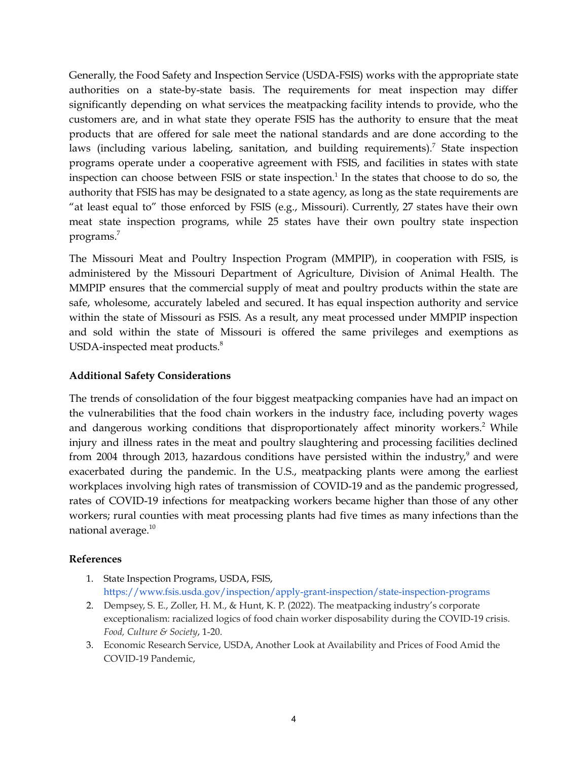Generally, the Food Safety and Inspection Service (USDA-FSIS) works with the appropriate state authorities on a state-by-state basis. The requirements for meat inspection may differ significantly depending on what services the meatpacking facility intends to provide, who the customers are, and in what state they operate FSIS has the authority to ensure that the meat products that are offered for sale meet the national standards and are done according to the laws (including various labeling, sanitation, and building requirements).[7] State inspection programs operate under a cooperative agreement with FSIS, and facilities in states with state inspection can choose between FSIS or state inspection.[1] In the states that choose to do so, the authority that FSIS has may be designated to a state agency, as long as the state requirements are "at least equal to" those enforced by FSIS (e.g., Missouri). Currently, 27 states have their own meat state inspection programs, while 25 states have their own poultry state inspection programs.[7]

The Missouri Meat and Poultry Inspection Program (MMPIP), in cooperation with FSIS, is administered by the Missouri Department of Agriculture, Division of Animal Health. The MMPIP ensures that the commercial supply of meat and poultry products within the state are safe, wholesome, accurately labeled and secured. It has equal inspection authority and service within the state of Missouri as FSIS. As a result, any meat processed under MMPIP inspection and sold within the state of Missouri is offered the same privileges and exemptions as USDA-inspected meat products.[8]

### Additional Safety Considerations

The trends of consolidation of the four biggest meatpacking companies have had an impact on the vulnerabilities that the food chain workers in the industry face, including poverty wages and dangerous working conditions that disproportionately affect minority workers.[2] While injury and illness rates in the meat and poultry slaughtering and processing facilities declined from 2004 through 2013, hazardous conditions have persisted within the industry,[9] and were exacerbated during the pandemic. In the U.S., meatpacking plants were among the earliest workplaces involving high rates of transmission of COVID-19 and as the pandemic progressed, rates of COVID-19 infections for meatpacking workers became higher than those of any other workers; rural counties with meat processing plants had five times as many infections than the national average.[10]

### References

1. State Inspection Programs, USDA, FSIS, https://www.fsis.usda.gov/inspection/apply-grant-inspection/state-inspection-programs
2. Dempsey, S. E., Zoller, H. M., & Hunt, K. P. (2022). The meatpacking industry's corporate exceptionalism: racialized logics of food chain worker disposability during the COVID-19 crisis. *Food, Culture & Society*, 1-20.
3. Economic Research Service, USDA, Another Look at Availability and Prices of Food Amid the COVID-19 Pandemic,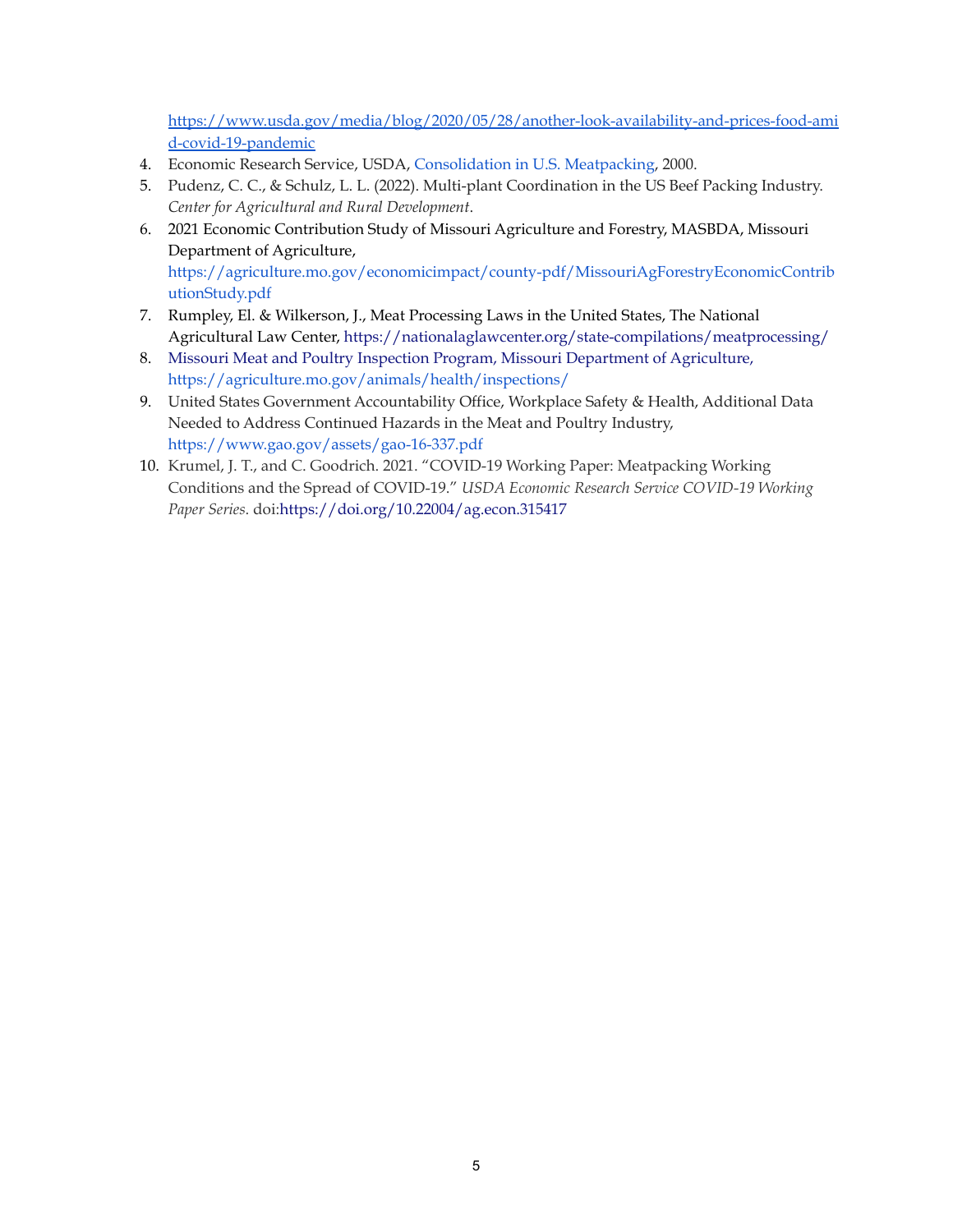https://www.usda.gov/media/blog/2020/05/28/another-look-availability-and-prices-food-amid-covid-19-pandemic

4. Economic Research Service, USDA, Consolidation in U.S. Meatpacking, 2000.
5. Pudenz, C. C., & Schulz, L. L. (2022). Multi-plant Coordination in the US Beef Packing Industry. *Center for Agricultural and Rural Development*.
6. 2021 Economic Contribution Study of Missouri Agriculture and Forestry, MASBDA, Missouri Department of Agriculture, https://agriculture.mo.gov/economicimpact/county-pdf/MissouriAgForestryEconomicContributionStudy.pdf
7. Rumpley, El. & Wilkerson, J., Meat Processing Laws in the United States, The National Agricultural Law Center, https://nationalaglawcenter.org/state-compilations/meatprocessing/
8. Missouri Meat and Poultry Inspection Program, Missouri Department of Agriculture, https://agriculture.mo.gov/animals/health/inspections/
9. United States Government Accountability Office, Workplace Safety & Health, Additional Data Needed to Address Continued Hazards in the Meat and Poultry Industry, https://www.gao.gov/assets/gao-16-337.pdf
10. Krumel, J. T., and C. Goodrich. 2021. "COVID-19 Working Paper: Meatpacking Working Conditions and the Spread of COVID-19." *USDA Economic Research Service COVID-19 Working Paper Series*. doi:https://doi.org/10.22004/ag.econ.315417